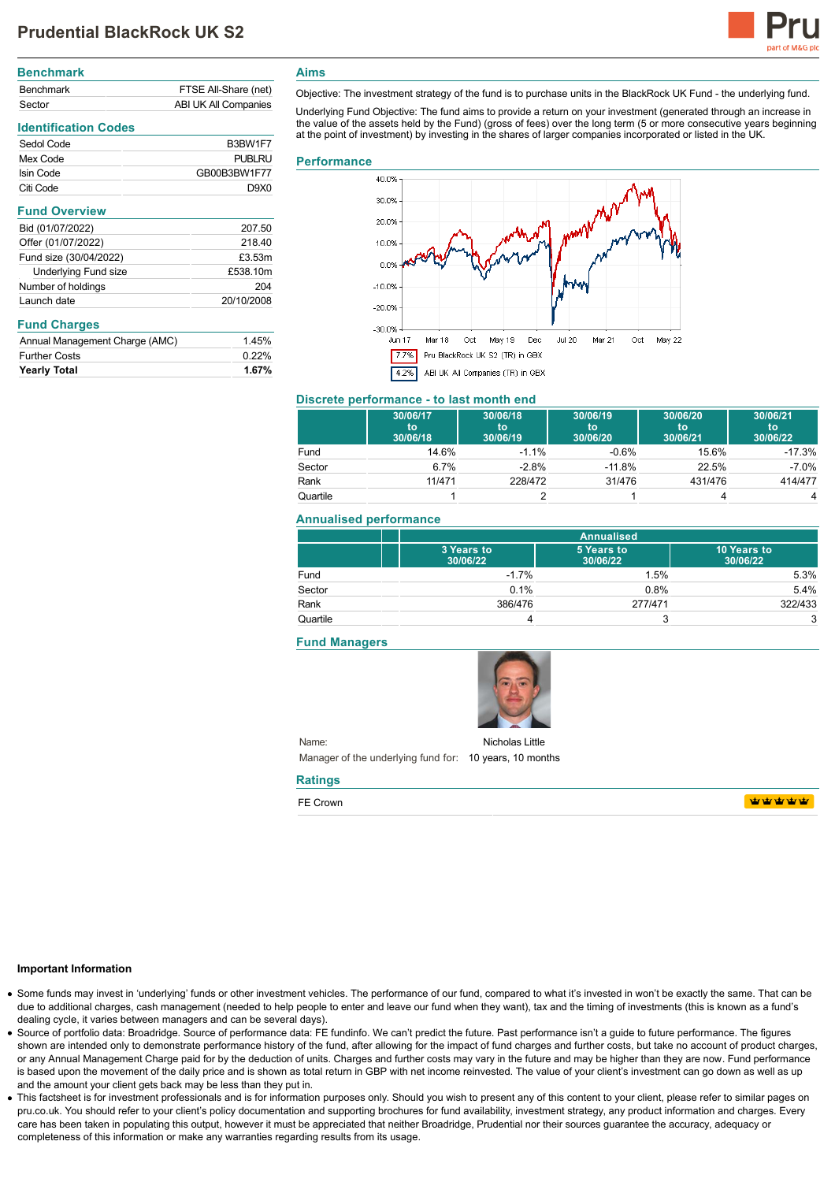# Prudential BlackRock UK S2

## Benchmark

| | |
|---|---|
| Benchmark | FTSE All-Share (net) |
| Sector | ABI UK All Companies |

## Identification Codes

| | |
|---|---|
| Sedol Code | B3BW1F7 |
| Mex Code | PUBLRU |
| Isin Code | GB00B3BW1F77 |
| Citi Code | D9X0 |

## Fund Overview

| | |
|---|---|
| Bid (01/07/2022) | 207.50 |
| Offer (01/07/2022) | 218.40 |
| Fund size (30/04/2022) | £3.53m |
| Underlying Fund size | £538.10m |
| Number of holdings | 204 |
| Launch date | 20/10/2008 |

## Fund Charges

| | |
|---|---|
| Annual Management Charge (AMC) | 1.45% |
| Further Costs | 0.22% |
| **Yearly Total** | **1.67%** |

## Aims

Objective: The investment strategy of the fund is to purchase units in the BlackRock UK Fund - the underlying fund.

Underlying Fund Objective: The fund aims to provide a return on your investment (generated through an increase in the value of the assets held by the Fund) (gross of fees) over the long term (5 or more consecutive years beginning at the point of investment) by investing in the shares of larger companies incorporated or listed in the UK.

## Performance

7.7% Pru BlackRock UK S2 (TR) in GBX

4.2% ABI UK All Companies (TR) in GBX

## Discrete performance - to last month end

| | 30/06/17 to 30/06/18 | 30/06/18 to 30/06/19 | 30/06/19 to 30/06/20 | 30/06/20 to 30/06/21 | 30/06/21 to 30/06/22 |
|---|---|---|---|---|---|
| Fund | 14.6% | -1.1% | -0.6% | 15.6% | -17.3% |
| Sector | 6.7% | -2.8% | -11.8% | 22.5% | -7.0% |
| Rank | 11/471 | 228/472 | 31/476 | 431/476 | 414/477 |
| Quartile | 1 | 2 | 1 | 4 | 4 |

## Annualised performance

| | Annualised | | |
|---|---|---|---|
| | 3 Years to 30/06/22 | 5 Years to 30/06/22 | 10 Years to 30/06/22 |
| Fund | -1.7% | 1.5% | 5.3% |
| Sector | 0.1% | 0.8% | 5.4% |
| Rank | 386/476 | 277/471 | 322/433 |
| Quartile | 4 | 3 | 3 |

## Fund Managers

Name: Nicholas Little

Manager of the underlying fund for: 10 years, 10 months

## Ratings

FE Crown

### Important Information

- Some funds may invest in 'underlying' funds or other investment vehicles. The performance of our fund, compared to what it's invested in won't be exactly the same. That can be due to additional charges, cash management (needed to help people to enter and leave our fund when they want), tax and the timing of investments (this is known as a fund's dealing cycle, it varies between managers and can be several days).
- Source of portfolio data: Broadridge. Source of performance data: FE fundinfo. We can't predict the future. Past performance isn't a guide to future performance. The figures shown are intended only to demonstrate performance history of the fund, after allowing for the impact of fund charges and further costs, but take no account of product charges, or any Annual Management Charge paid for by the deduction of units. Charges and further costs may vary in the future and may be higher than they are now. Fund performance is based upon the movement of the daily price and is shown as total return in GBP with net income reinvested. The value of your client's investment can go down as well as up and the amount your client gets back may be less than they put in.
- This factsheet is for investment professionals and is for information purposes only. Should you wish to present any of this content to your client, please refer to similar pages on pru.co.uk. You should refer to your client's policy documentation and supporting brochures for fund availability, investment strategy, any product information and charges. Every care has been taken in populating this output, however it must be appreciated that neither Broadridge, Prudential nor their sources guarantee the accuracy, adequacy or completeness of this information or make any warranties regarding results from its usage.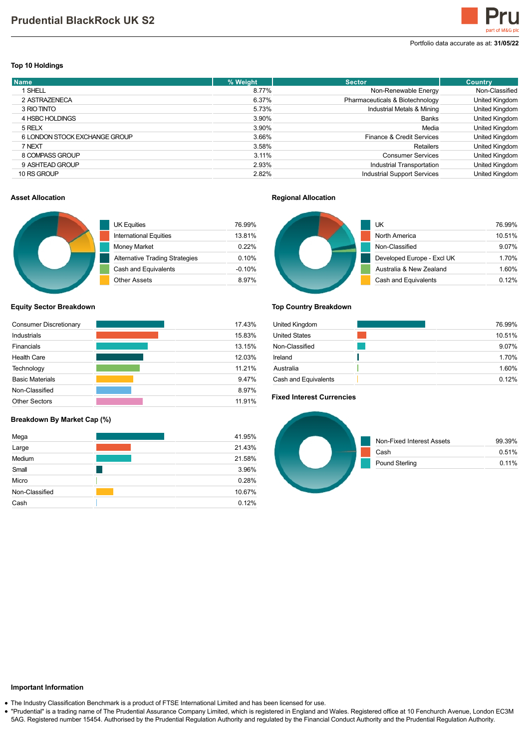# Prudential BlackRock UK S2

Portfolio data accurate as at: **31/05/22**

## Top 10 Holdings

| Name | % Weight | Sector | Country |
|---|---|---|---|
| 1 SHELL | 8.77% | Non-Renewable Energy | Non-Classified |
| 2 ASTRAZENECA | 6.37% | Pharmaceuticals & Biotechnology | United Kingdom |
| 3 RIO TINTO | 5.73% | Industrial Metals & Mining | United Kingdom |
| 4 HSBC HOLDINGS | 3.90% | Banks | United Kingdom |
| 5 RELX | 3.90% | Media | United Kingdom |
| 6 LONDON STOCK EXCHANGE GROUP | 3.66% | Finance & Credit Services | United Kingdom |
| 7 NEXT | 3.58% | Retailers | United Kingdom |
| 8 COMPASS GROUP | 3.11% | Consumer Services | United Kingdom |
| 9 ASHTEAD GROUP | 2.93% | Industrial Transportation | United Kingdom |
| 10 RS GROUP | 2.82% | Industrial Support Services | United Kingdom |

## Asset Allocation

UK Equities 76.99%
International Equities 13.81%
Money Market 0.22%
Alternative Trading Strategies 0.10%
Cash and Equivalents -0.10%
Other Assets 8.97%

## Regional Allocation

UK 76.99%
North America 10.51%
Non-Classified 9.07%
Developed Europe - Excl UK 1.70%
Australia & New Zealand 1.60%
Cash and Equivalents 0.12%

## Equity Sector Breakdown

Consumer Discretionary 17.43%
Industrials 15.83%
Financials 13.15%
Health Care 12.03%
Technology 11.21%
Basic Materials 9.47%
Non-Classified 8.97%
Other Sectors 11.91%

## Top Country Breakdown

United Kingdom 76.99%
United States 10.51%
Non-Classified 9.07%
Ireland 1.70%
Australia 1.60%
Cash and Equivalents 0.12%

## Breakdown By Market Cap (%)

Mega 41.95%
Large 21.43%
Medium 21.58%
Small 3.96%
Micro 0.28%
Non-Classified 10.67%
Cash 0.12%

## Fixed Interest Currencies

Non-Fixed Interest Assets 99.39%
Cash 0.51%
Pound Sterling 0.11%

## Important Information

- The Industry Classification Benchmark is a product of FTSE International Limited and has been licensed for use.
- "Prudential" is a trading name of The Prudential Assurance Company Limited, which is registered in England and Wales. Registered office at 10 Fenchurch Avenue, London EC3M 5AG. Registered number 15454. Authorised by the Prudential Regulation Authority and regulated by the Financial Conduct Authority and the Prudential Regulation Authority.